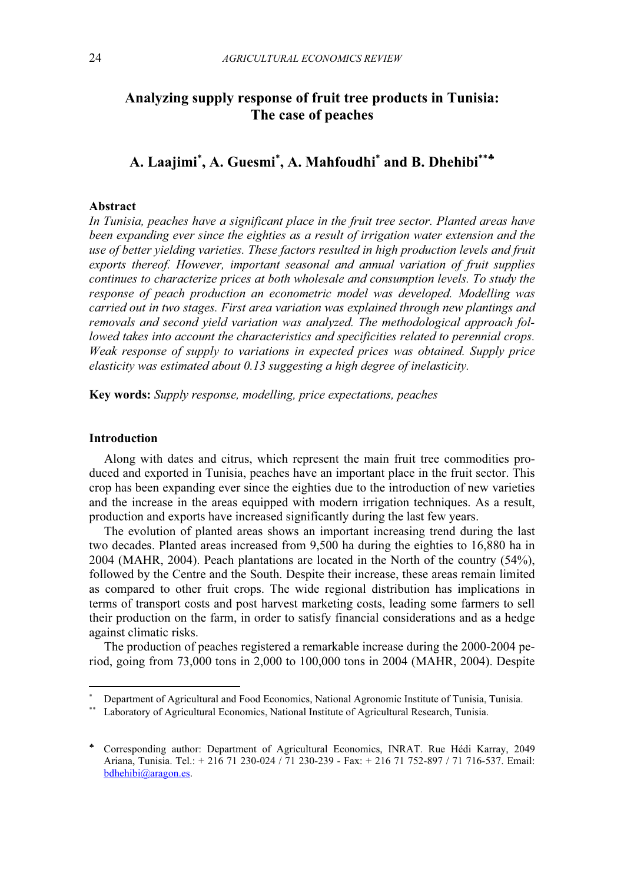# Analyzing supply response of fruit tree products in Tunisia: The case of peaches

## A. Laajimi[*], A. Guesmi[*], A. Mahfoudhi[*] and B. Dhehibi[**♣]

### Abstract

*In Tunisia, peaches have a significant place in the fruit tree sector. Planted areas have been expanding ever since the eighties as a result of irrigation water extension and the use of better yielding varieties. These factors resulted in high production levels and fruit exports thereof. However, important seasonal and annual variation of fruit supplies continues to characterize prices at both wholesale and consumption levels. To study the response of peach production an econometric model was developed. Modelling was carried out in two stages. First area variation was explained through new plantings and removals and second yield variation was analyzed. The methodological approach followed takes into account the characteristics and specificities related to perennial crops. Weak response of supply to variations in expected prices was obtained. Supply price elasticity was estimated about 0.13 suggesting a high degree of inelasticity.*

**Key words:** *Supply response, modelling, price expectations, peaches*

### Introduction

Along with dates and citrus, which represent the main fruit tree commodities produced and exported in Tunisia, peaches have an important place in the fruit sector. This crop has been expanding ever since the eighties due to the introduction of new varieties and the increase in the areas equipped with modern irrigation techniques. As a result, production and exports have increased significantly during the last few years.

The evolution of planted areas shows an important increasing trend during the last two decades. Planted areas increased from 9,500 ha during the eighties to 16,880 ha in 2004 (MAHR, 2004). Peach plantations are located in the North of the country (54%), followed by the Centre and the South. Despite their increase, these areas remain limited as compared to other fruit crops. The wide regional distribution has implications in terms of transport costs and post harvest marketing costs, leading some farmers to sell their production on the farm, in order to satisfy financial considerations and as a hedge against climatic risks.

The production of peaches registered a remarkable increase during the 2000-2004 period, going from 73,000 tons in 2,000 to 100,000 tons in 2004 (MAHR, 2004). Despite

---

[*] Department of Agricultural and Food Economics, National Agronomic Institute of Tunisia, Tunisia.

[**] Laboratory of Agricultural Economics, National Institute of Agricultural Research, Tunisia.

[♣] Corresponding author: Department of Agricultural Economics, INRAT. Rue Hédi Karray, 2049 Ariana, Tunisia. Tel.: + 216 71 230-024 / 71 230-239 - Fax: + 216 71 752-897 / 71 716-537. Email: bdhehibi@aragon.es.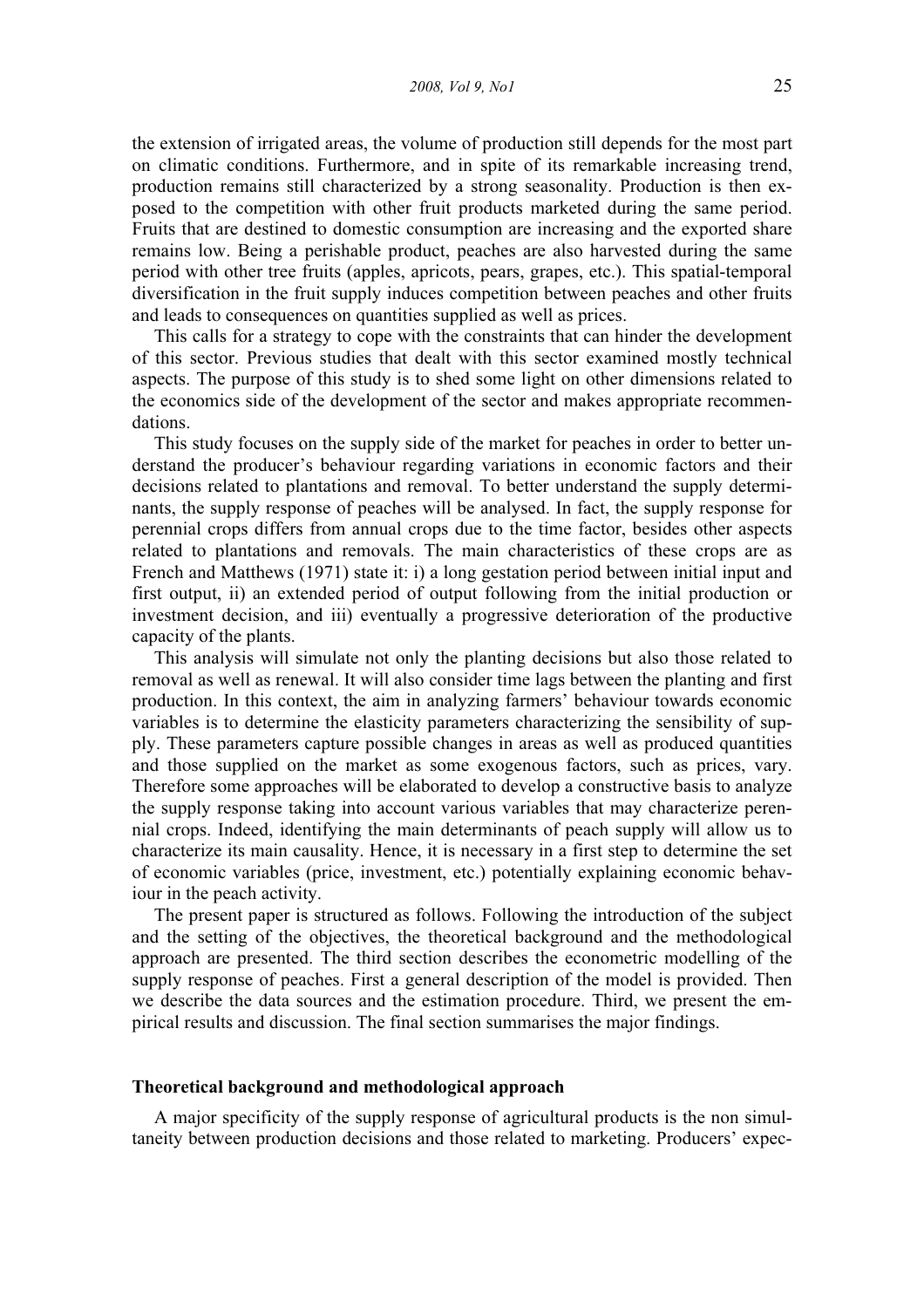the extension of irrigated areas, the volume of production still depends for the most part on climatic conditions. Furthermore, and in spite of its remarkable increasing trend, production remains still characterized by a strong seasonality. Production is then exposed to the competition with other fruit products marketed during the same period. Fruits that are destined to domestic consumption are increasing and the exported share remains low. Being a perishable product, peaches are also harvested during the same period with other tree fruits (apples, apricots, pears, grapes, etc.). This spatial-temporal diversification in the fruit supply induces competition between peaches and other fruits and leads to consequences on quantities supplied as well as prices.

This calls for a strategy to cope with the constraints that can hinder the development of this sector. Previous studies that dealt with this sector examined mostly technical aspects. The purpose of this study is to shed some light on other dimensions related to the economics side of the development of the sector and makes appropriate recommendations.

This study focuses on the supply side of the market for peaches in order to better understand the producer's behaviour regarding variations in economic factors and their decisions related to plantations and removal. To better understand the supply determinants, the supply response of peaches will be analysed. In fact, the supply response for perennial crops differs from annual crops due to the time factor, besides other aspects related to plantations and removals. The main characteristics of these crops are as French and Matthews (1971) state it: i) a long gestation period between initial input and first output, ii) an extended period of output following from the initial production or investment decision, and iii) eventually a progressive deterioration of the productive capacity of the plants.

This analysis will simulate not only the planting decisions but also those related to removal as well as renewal. It will also consider time lags between the planting and first production. In this context, the aim in analyzing farmers' behaviour towards economic variables is to determine the elasticity parameters characterizing the sensibility of supply. These parameters capture possible changes in areas as well as produced quantities and those supplied on the market as some exogenous factors, such as prices, vary. Therefore some approaches will be elaborated to develop a constructive basis to analyze the supply response taking into account various variables that may characterize perennial crops. Indeed, identifying the main determinants of peach supply will allow us to characterize its main causality. Hence, it is necessary in a first step to determine the set of economic variables (price, investment, etc.) potentially explaining economic behaviour in the peach activity.

The present paper is structured as follows. Following the introduction of the subject and the setting of the objectives, the theoretical background and the methodological approach are presented. The third section describes the econometric modelling of the supply response of peaches. First a general description of the model is provided. Then we describe the data sources and the estimation procedure. Third, we present the empirical results and discussion. The final section summarises the major findings.

## Theoretical background and methodological approach

A major specificity of the supply response of agricultural products is the non simultaneity between production decisions and those related to marketing. Producers' expec-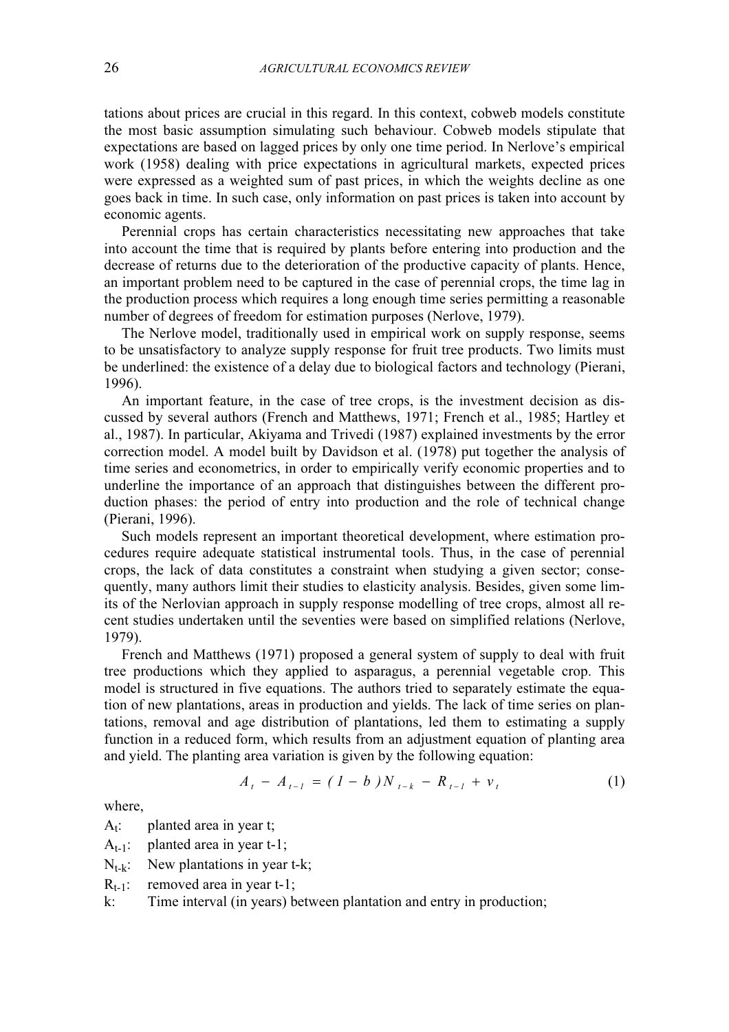tations about prices are crucial in this regard. In this context, cobweb models constitute the most basic assumption simulating such behaviour. Cobweb models stipulate that expectations are based on lagged prices by only one time period. In Nerlove's empirical work (1958) dealing with price expectations in agricultural markets, expected prices were expressed as a weighted sum of past prices, in which the weights decline as one goes back in time. In such case, only information on past prices is taken into account by economic agents.

Perennial crops has certain characteristics necessitating new approaches that take into account the time that is required by plants before entering into production and the decrease of returns due to the deterioration of the productive capacity of plants. Hence, an important problem need to be captured in the case of perennial crops, the time lag in the production process which requires a long enough time series permitting a reasonable number of degrees of freedom for estimation purposes (Nerlove, 1979).

The Nerlove model, traditionally used in empirical work on supply response, seems to be unsatisfactory to analyze supply response for fruit tree products. Two limits must be underlined: the existence of a delay due to biological factors and technology (Pierani, 1996).

An important feature, in the case of tree crops, is the investment decision as discussed by several authors (French and Matthews, 1971; French et al., 1985; Hartley et al., 1987). In particular, Akiyama and Trivedi (1987) explained investments by the error correction model. A model built by Davidson et al. (1978) put together the analysis of time series and econometrics, in order to empirically verify economic properties and to underline the importance of an approach that distinguishes between the different production phases: the period of entry into production and the role of technical change (Pierani, 1996).

Such models represent an important theoretical development, where estimation procedures require adequate statistical instrumental tools. Thus, in the case of perennial crops, the lack of data constitutes a constraint when studying a given sector; consequently, many authors limit their studies to elasticity analysis. Besides, given some limits of the Nerlovian approach in supply response modelling of tree crops, almost all recent studies undertaken until the seventies were based on simplified relations (Nerlove, 1979).

French and Matthews (1971) proposed a general system of supply to deal with fruit tree productions which they applied to asparagus, a perennial vegetable crop. This model is structured in five equations. The authors tried to separately estimate the equation of new plantations, areas in production and yields. The lack of time series on plantations, removal and age distribution of plantations, led them to estimating a supply function in a reduced form, which results from an adjustment equation of planting area and yield. The planting area variation is given by the following equation:

$$A_t - A_{t-1} = (1 - b) N_{t-k} - R_{t-1} + v_t \tag{1}$$

where,

- $A_t$: planted area in year t;
- $A_{t-1}$: planted area in year t-1;
- $N_{t-k}$: New plantations in year t-k;
- $R_{t-1}$: removed area in year t-1;
- k: Time interval (in years) between plantation and entry in production;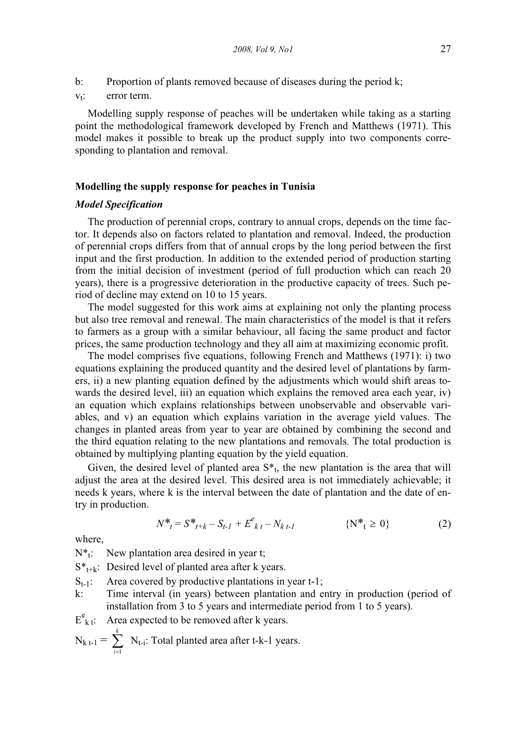b: Proportion of plants removed because of diseases during the period k;

$v_t$: error term.

Modelling supply response of peaches will be undertaken while taking as a starting point the methodological framework developed by French and Matthews (1971). This model makes it possible to break up the product supply into two components corresponding to plantation and removal.

## Modelling the supply response for peaches in Tunisia

### *Model Specification*

The production of perennial crops, contrary to annual crops, depends on the time factor. It depends also on factors related to plantation and removal. Indeed, the production of perennial crops differs from that of annual crops by the long period between the first input and the first production. In addition to the extended period of production starting from the initial decision of investment (period of full production which can reach 20 years), there is a progressive deterioration in the productive capacity of trees. Such period of decline may extend on 10 to 15 years.

The model suggested for this work aims at explaining not only the planting process but also tree removal and renewal. The main characteristics of the model is that it refers to farmers as a group with a similar behaviour, all facing the same product and factor prices, the same production technology and they all aim at maximizing economic profit.

The model comprises five equations, following French and Matthews (1971): i) two equations explaining the produced quantity and the desired level of plantations by farmers, ii) a new planting equation defined by the adjustments which would shift areas towards the desired level, iii) an equation which explains the removed area each year, iv) an equation which explains relationships between unobservable and observable variables, and v) an equation which explains variation in the average yield values. The changes in planted areas from year to year are obtained by combining the second and the third equation relating to the new plantations and removals. The total production is obtained by multiplying planting equation by the yield equation.

Given, the desired level of planted area $S^*_t$, the new plantation is the area that will adjust the area at the desired level. This desired area is not immediately achievable; it needs k years, where k is the interval between the date of plantation and the date of entry in production.

$$N^*_t = S^*_{t+k} - S_{t-1} + E^e_{k\,t} - N_{k\,t-1} \qquad \{N^*_t \geq 0\} \qquad (2)$$

where,

$N^*_t$: New plantation area desired in year t;

$S^*_{t+k}$: Desired level of planted area after k years.

$S_{t-1}$: Area covered by productive plantations in year t-1;

k: Time interval (in years) between plantation and entry in production (period of installation from 3 to 5 years and intermediate period from 1 to 5 years).

$E^e_{k\,t}$: Area expected to be removed after k years.

$N_{k\,t-1} = \sum_{i=1}^{k} N_{t-i}$: Total planted area after t-k-1 years.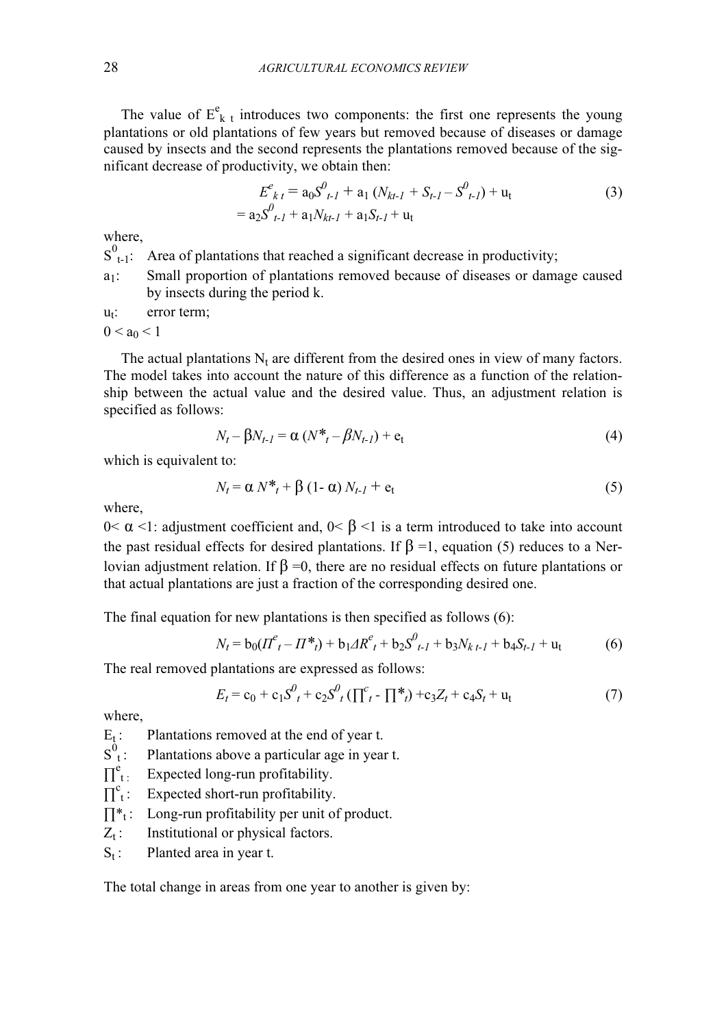The value of $E^e_{k\ t}$ introduces two components: the first one represents the young plantations or old plantations of few years but removed because of diseases or damage caused by insects and the second represents the plantations removed because of the significant decrease of productivity, we obtain then:

$$E^e_{k\ t} = a_0 S^0_{t-1} + a_1 (N_{kt-1} + S_{t-1} - S^0_{t-1}) + u_t \tag{3}$$

$$= a_2 S^0_{t-1} + a_1 N_{kt-1} + a_1 S_{t-1} + u_t$$

where,

$S^0_{t-1}$: Area of plantations that reached a significant decrease in productivity;

$a_1$: Small proportion of plantations removed because of diseases or damage caused by insects during the period k.

$u_t$: error term;

$0 < a_0 < 1$

The actual plantations $N_t$ are different from the desired ones in view of many factors. The model takes into account the nature of this difference as a function of the relationship between the actual value and the desired value. Thus, an adjustment relation is specified as follows:

$$N_t - \beta N_{t-1} = \alpha (N^*_t - \beta N_{t-1}) + e_t \tag{4}$$

which is equivalent to:

$$N_t = \alpha N^*_t + \beta (1 - \alpha) N_{t-1} + e_t \tag{5}$$

where,

$0 < \alpha < 1$: adjustment coefficient and, $0 < \beta < 1$ is a term introduced to take into account the past residual effects for desired plantations. If $\beta = 1$, equation (5) reduces to a Nerlovian adjustment relation. If $\beta = 0$, there are no residual effects on future plantations or that actual plantations are just a fraction of the corresponding desired one.

The final equation for new plantations is then specified as follows (6):

$$N_t = b_0(\Pi^e_t - \Pi^*_t) + b_1 \Delta R^e_t + b_2 S^0_{t-1} + b_3 N_{k\ t-1} + b_4 S_{t-1} + u_t \tag{6}$$

The real removed plantations are expressed as follows:

$$E_t = c_0 + c_1 S^0_t + c_2 S^0_t (\Pi^c_t - \Pi^*_t) + c_3 Z_t + c_4 S_t + u_t \tag{7}$$

where,

$E_t$: Plantations removed at the end of year t.

$S^0_t$: Plantations above a particular age in year t.

$\Pi^e_t$: Expected long-run profitability.

$\Pi^c_t$: Expected short-run profitability.

$\Pi^*_t$: Long-run profitability per unit of product.

$Z_t$: Institutional or physical factors.

$S_t$: Planted area in year t.

The total change in areas from one year to another is given by: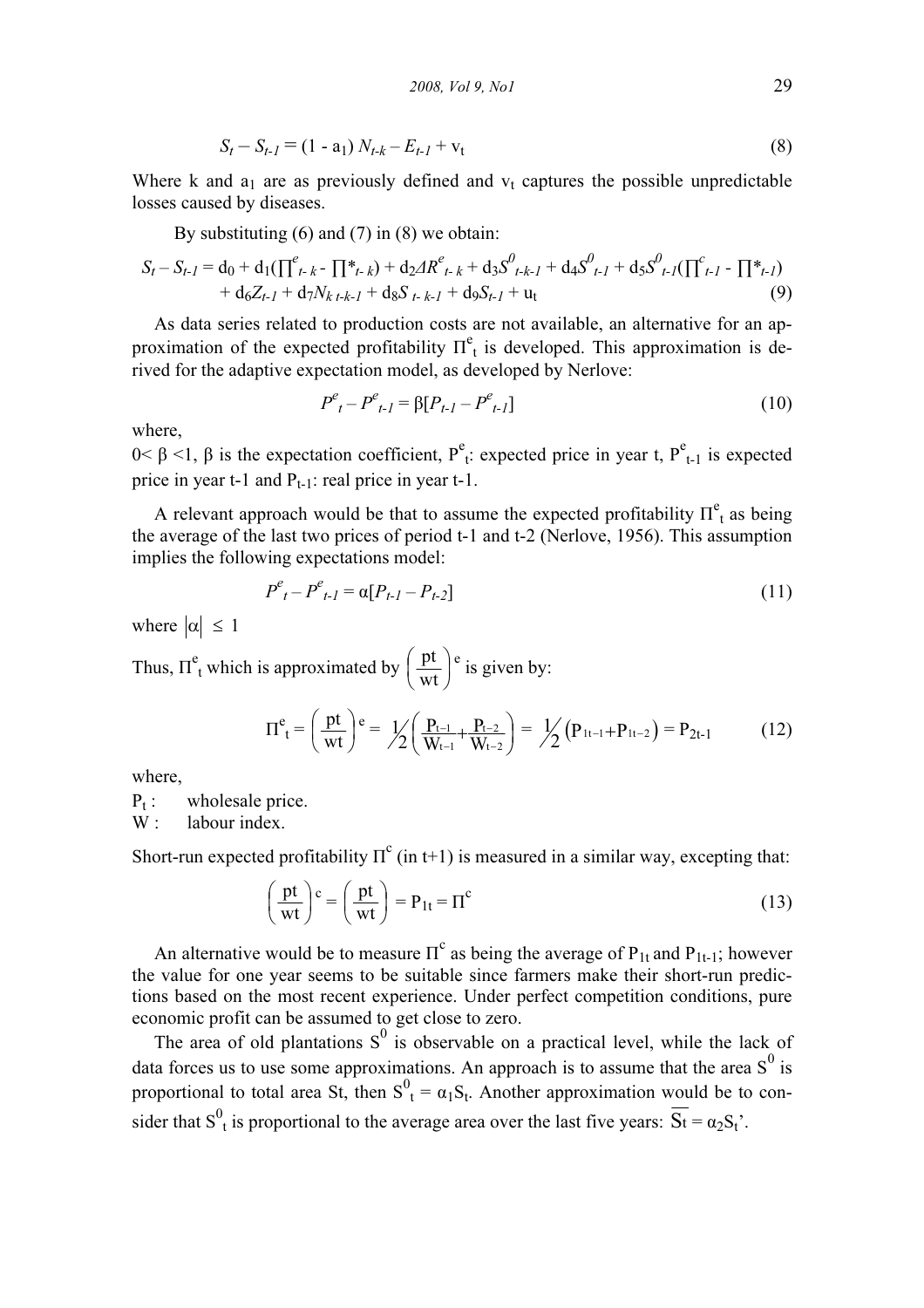$$S_t - S_{t-1} = (1 - a_1)\, N_{t-k} - E_{t-1} + v_t \tag{8}$$

Where k and $a_1$ are as previously defined and $v_t$ captures the possible unpredictable losses caused by diseases.

By substituting (6) and (7) in (8) we obtain:

$$S_t - S_{t-1} = d_0 + d_1(\Pi^e_{t-k} - \Pi^*_{t-k}) + d_2 \Delta R^e_{t-k} + d_3 S^0_{t-k-1} + d_4 S^0_{t-1} + d_5 S^0_{t-1}(\Pi^c_{t-1} - \Pi^*_{t-1}) + d_6 Z_{t-1} + d_7 N_{k\,t-k-1} + d_8 S_{t-k-1} + d_9 S_{t-1} + u_t \tag{9}$$

As data series related to production costs are not available, an alternative for an approximation of the expected profitability $\Pi^e_t$ is developed. This approximation is derived for the adaptive expectation model, as developed by Nerlove:

$$P^e_t - P^e_{t-1} = \beta[P_{t-1} - P^e_{t-1}] \tag{10}$$

where,

$0 < \beta < 1$, $\beta$ is the expectation coefficient, $P^e_t$: expected price in year t, $P^e_{t-1}$ is expected price in year t-1 and $P_{t-1}$: real price in year t-1.

A relevant approach would be that to assume the expected profitability $\Pi^e_t$ as being the average of the last two prices of period t-1 and t-2 (Nerlove, 1956). This assumption implies the following expectations model:

$$P^e_t - P^e_{t-1} = \alpha[P_{t-1} - P_{t-2}] \tag{11}$$

where $|\alpha| \leq 1$

Thus, $\Pi^e_t$ which is approximated by $\left(\frac{pt}{wt}\right)^e$ is given by:

$$\Pi^e_t = \left(\frac{pt}{wt}\right)^e = \frac{1}{2}\left(\frac{P_{t-1}}{W_{t-1}} + \frac{P_{t-2}}{W_{t-2}}\right) = \frac{1}{2}\left(P_{1t-1} + P_{1t-2}\right) = P_{2t-1} \tag{12}$$

where,

$P_t$ : wholesale price.

W : labour index.

Short-run expected profitability $\Pi^c$ (in t+1) is measured in a similar way, excepting that:

$$\left(\frac{pt}{wt}\right)^c = \left(\frac{pt}{wt}\right) = P_{1t} = \Pi^c \tag{13}$$

An alternative would be to measure $\Pi^c$ as being the average of $P_{1t}$ and $P_{1t-1}$; however the value for one year seems to be suitable since farmers make their short-run predictions based on the most recent experience. Under perfect competition conditions, pure economic profit can be assumed to get close to zero.

The area of old plantations $S^0$ is observable on a practical level, while the lack of data forces us to use some approximations. An approach is to assume that the area $S^0$ is proportional to total area St, then $S^0_t = \alpha_1 S_t$. Another approximation would be to consider that $S^0_t$ is proportional to the average area over the last five years: $\overline{S_t} = \alpha_2 S_t'$.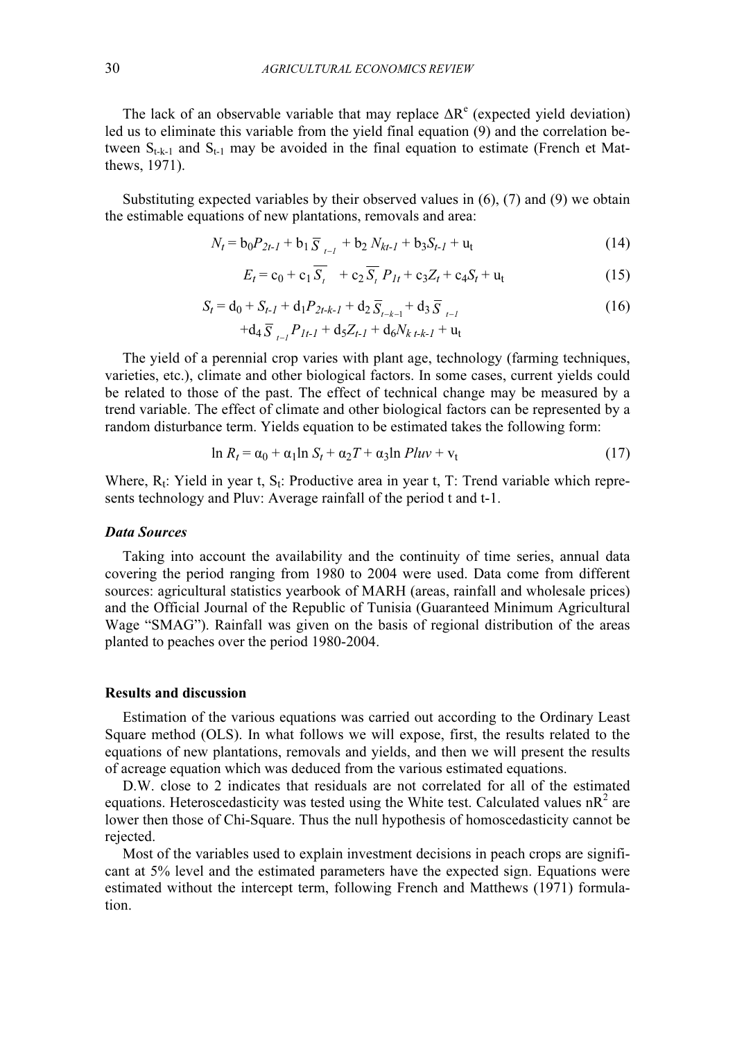The lack of an observable variable that may replace $\Delta R^e$ (expected yield deviation) led us to eliminate this variable from the yield final equation (9) and the correlation between $S_{t-k-1}$ and $S_{t-1}$ may be avoided in the final equation to estimate (French et Matthews, 1971).

Substituting expected variables by their observed values in (6), (7) and (9) we obtain the estimable equations of new plantations, removals and area:

$$N_t = b_0 P_{2t-1} + b_1 \overline{S}_{t-1} + b_2 N_{kt-1} + b_3 S_{t-1} + u_t \tag{14}$$

$$E_t = c_0 + c_1 \overline{S_t} + c_2 \overline{S_t} P_{1t} + c_3 Z_t + c_4 S_t + u_t \tag{15}$$

$$S_t = d_0 + S_{t-1} + d_1 P_{2t-k-1} + d_2 \overline{S}_{t-k-1} + d_3 \overline{S}_{t-1} + d_4 \overline{S}_{t-1} P_{1t-1} + d_5 Z_{t-1} + d_6 N_{k\,t-k-1} + u_t \tag{16}$$

The yield of a perennial crop varies with plant age, technology (farming techniques, varieties, etc.), climate and other biological factors. In some cases, current yields could be related to those of the past. The effect of technical change may be measured by a trend variable. The effect of climate and other biological factors can be represented by a random disturbance term. Yields equation to be estimated takes the following form:

$$\ln R_t = \alpha_0 + \alpha_1 \ln S_t + \alpha_2 T + \alpha_3 \ln Pluv + v_t \tag{17}$$

Where, $R_t$: Yield in year t, $S_t$: Productive area in year t, T: Trend variable which represents technology and Pluv: Average rainfall of the period t and t-1.

### *Data Sources*

Taking into account the availability and the continuity of time series, annual data covering the period ranging from 1980 to 2004 were used. Data come from different sources: agricultural statistics yearbook of MARH (areas, rainfall and wholesale prices) and the Official Journal of the Republic of Tunisia (Guaranteed Minimum Agricultural Wage "SMAG"). Rainfall was given on the basis of regional distribution of the areas planted to peaches over the period 1980-2004.

## Results and discussion

Estimation of the various equations was carried out according to the Ordinary Least Square method (OLS). In what follows we will expose, first, the results related to the equations of new plantations, removals and yields, and then we will present the results of acreage equation which was deduced from the various estimated equations.

D.W. close to 2 indicates that residuals are not correlated for all of the estimated equations. Heteroscedasticity was tested using the White test. Calculated values $nR^2$ are lower then those of Chi-Square. Thus the null hypothesis of homoscedasticity cannot be rejected.

Most of the variables used to explain investment decisions in peach crops are significant at 5% level and the estimated parameters have the expected sign. Equations were estimated without the intercept term, following French and Matthews (1971) formulation.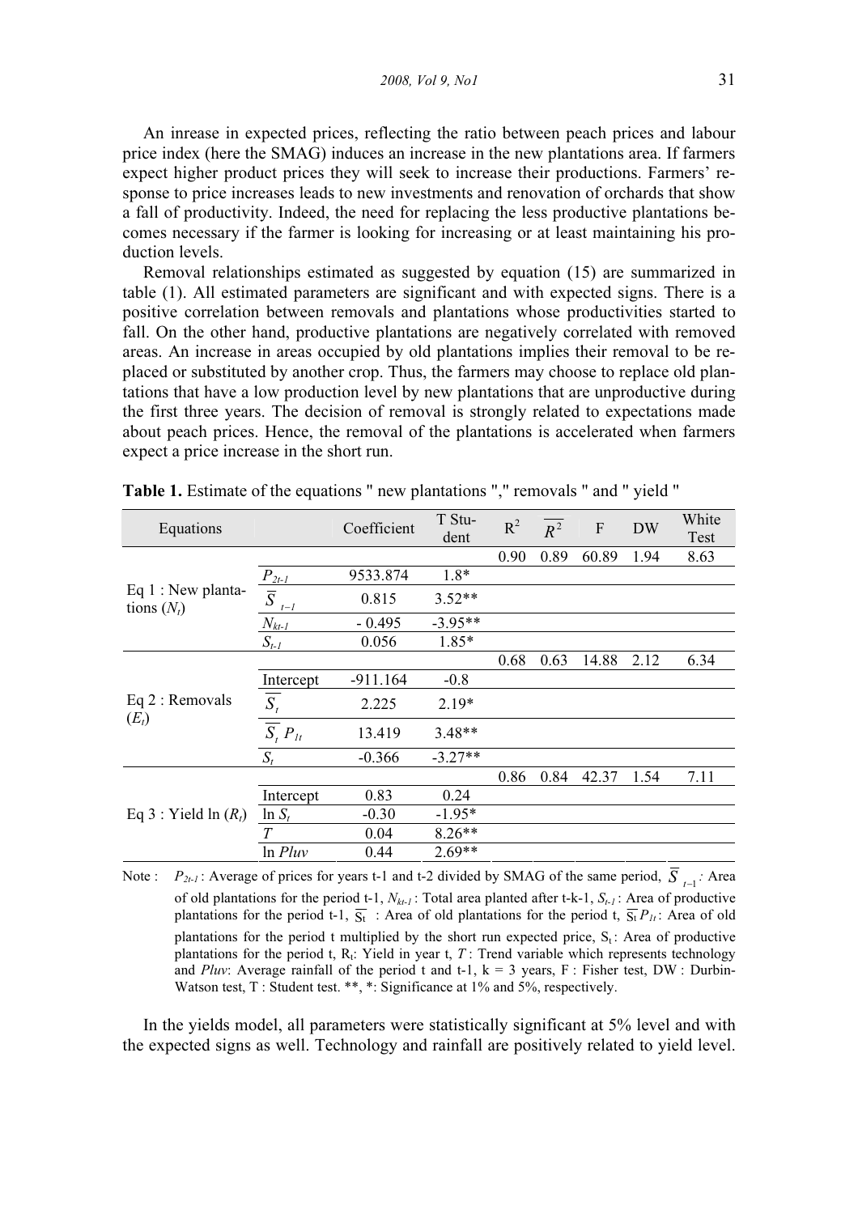An inrease in expected prices, reflecting the ratio between peach prices and labour price index (here the SMAG) induces an increase in the new plantations area. If farmers expect higher product prices they will seek to increase their productions. Farmers' response to price increases leads to new investments and renovation of orchards that show a fall of productivity. Indeed, the need for replacing the less productive plantations becomes necessary if the farmer is looking for increasing or at least maintaining his production levels.

Removal relationships estimated as suggested by equation (15) are summarized in table (1). All estimated parameters are significant and with expected signs. There is a positive correlation between removals and plantations whose productivities started to fall. On the other hand, productive plantations are negatively correlated with removed areas. An increase in areas occupied by old plantations implies their removal to be replaced or substituted by another crop. Thus, the farmers may choose to replace old plantations that have a low production level by new plantations that are unproductive during the first three years. The decision of removal is strongly related to expectations made about peach prices. Hence, the removal of the plantations is accelerated when farmers expect a price increase in the short run.

**Table 1.** Estimate of the equations " new plantations "," removals " and " yield "

| Equations | | Coefficient | T Student | $R^2$ | $\overline{R^2}$ | F | DW | White Test |
|---|---|---|---|---|---|---|---|---|
| Eq 1 : New plantations ($N_t$) | | | | 0.90 | 0.89 | 60.89 | 1.94 | 8.63 |
| | $P_{2t-1}$ | 9533.874 | 1.8* | | | | | |
| | $\overline{S}_{t-1}$ | 0.815 | 3.52** | | | | | |
| | $N_{kt-1}$ | - 0.495 | -3.95** | | | | | |
| | $S_{t-1}$ | 0.056 | 1.85* | | | | | |
| Eq 2 : Removals ($E_t$) | | | | 0.68 | 0.63 | 14.88 | 2.12 | 6.34 |
| | Intercept | -911.164 | -0.8 | | | | | |
| | $\overline{S_t}$ | 2.225 | 2.19* | | | | | |
| | $\overline{S_t}\,P_{1t}$ | 13.419 | 3.48** | | | | | |
| | $S_t$ | -0.366 | -3.27** | | | | | |
| Eq 3 : Yield ln ($R_t$) | | | | 0.86 | 0.84 | 42.37 | 1.54 | 7.11 |
| | Intercept | 0.83 | 0.24 | | | | | |
| | ln $S_t$ | -0.30 | -1.95* | | | | | |
| | $T$ | 0.04 | 8.26** | | | | | |
| | ln *Pluv* | 0.44 | 2.69** | | | | | |

Note : $P_{2t-1}$ : Average of prices for years t-1 and t-2 divided by SMAG of the same period, $\overline{S}_{t-1}$ : Area of old plantations for the period t-1, $N_{kt-1}$ : Total area planted after t-k-1, $S_{t-1}$ : Area of productive plantations for the period t-1, $\overline{S_t}$ : Area of old plantations for the period t, $\overline{S_t}\,P_{1t}$ : Area of old plantations for the period t multiplied by the short run expected price, $S_t$ : Area of productive plantations for the period t, $R_t$: Yield in year t, $T$ : Trend variable which represents technology and *Pluv*: Average rainfall of the period t and t-1, k = 3 years, F : Fisher test, DW : Durbin-Watson test, T : Student test. **, *: Significance at 1% and 5%, respectively.

In the yields model, all parameters were statistically significant at 5% level and with the expected signs as well. Technology and rainfall are positively related to yield level.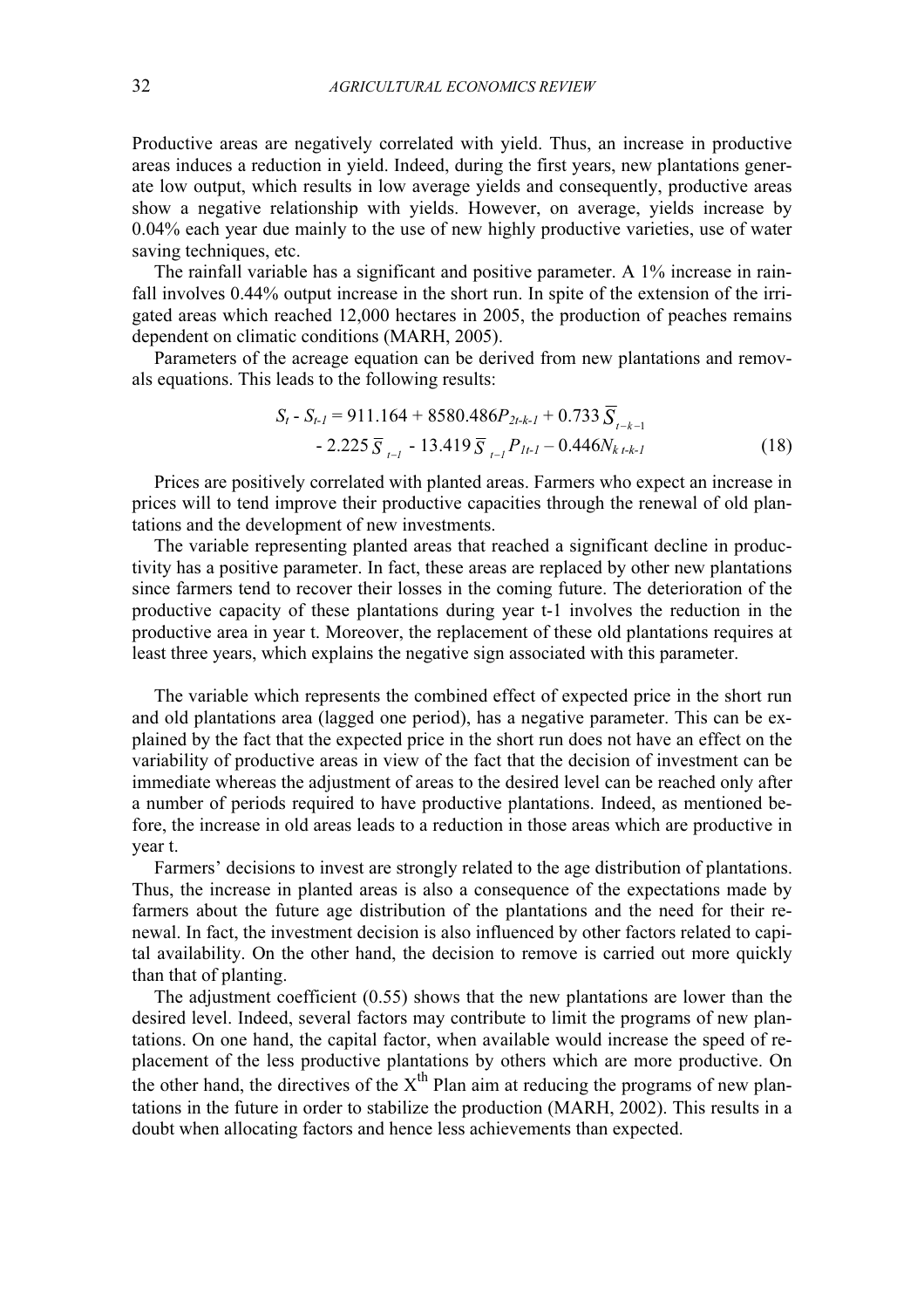Productive areas are negatively correlated with yield. Thus, an increase in productive areas induces a reduction in yield. Indeed, during the first years, new plantations generate low output, which results in low average yields and consequently, productive areas show a negative relationship with yields. However, on average, yields increase by 0.04% each year due mainly to the use of new highly productive varieties, use of water saving techniques, etc.

The rainfall variable has a significant and positive parameter. A 1% increase in rainfall involves 0.44% output increase in the short run. In spite of the extension of the irrigated areas which reached 12,000 hectares in 2005, the production of peaches remains dependent on climatic conditions (MARH, 2005).

Parameters of the acreage equation can be derived from new plantations and removals equations. This leads to the following results:

$$S_t - S_{t-1} = 911.164 + 8580.486P_{2t-k-1} + 0.733\,\overline{S}_{t-k-1} - 2.225\,\overline{S}_{t-1} - 13.419\,\overline{S}_{t-1}P_{1t-1} - 0.446N_{k\,t-k-1} \quad (18)$$

Prices are positively correlated with planted areas. Farmers who expect an increase in prices will to tend improve their productive capacities through the renewal of old plantations and the development of new investments.

The variable representing planted areas that reached a significant decline in productivity has a positive parameter. In fact, these areas are replaced by other new plantations since farmers tend to recover their losses in the coming future. The deterioration of the productive capacity of these plantations during year t-1 involves the reduction in the productive area in year t. Moreover, the replacement of these old plantations requires at least three years, which explains the negative sign associated with this parameter.

The variable which represents the combined effect of expected price in the short run and old plantations area (lagged one period), has a negative parameter. This can be explained by the fact that the expected price in the short run does not have an effect on the variability of productive areas in view of the fact that the decision of investment can be immediate whereas the adjustment of areas to the desired level can be reached only after a number of periods required to have productive plantations. Indeed, as mentioned before, the increase in old areas leads to a reduction in those areas which are productive in year t.

Farmers' decisions to invest are strongly related to the age distribution of plantations. Thus, the increase in planted areas is also a consequence of the expectations made by farmers about the future age distribution of the plantations and the need for their renewal. In fact, the investment decision is also influenced by other factors related to capital availability. On the other hand, the decision to remove is carried out more quickly than that of planting.

The adjustment coefficient (0.55) shows that the new plantations are lower than the desired level. Indeed, several factors may contribute to limit the programs of new plantations. On one hand, the capital factor, when available would increase the speed of replacement of the less productive plantations by others which are more productive. On the other hand, the directives of the X$^{th}$ Plan aim at reducing the programs of new plantations in the future in order to stabilize the production (MARH, 2002). This results in a doubt when allocating factors and hence less achievements than expected.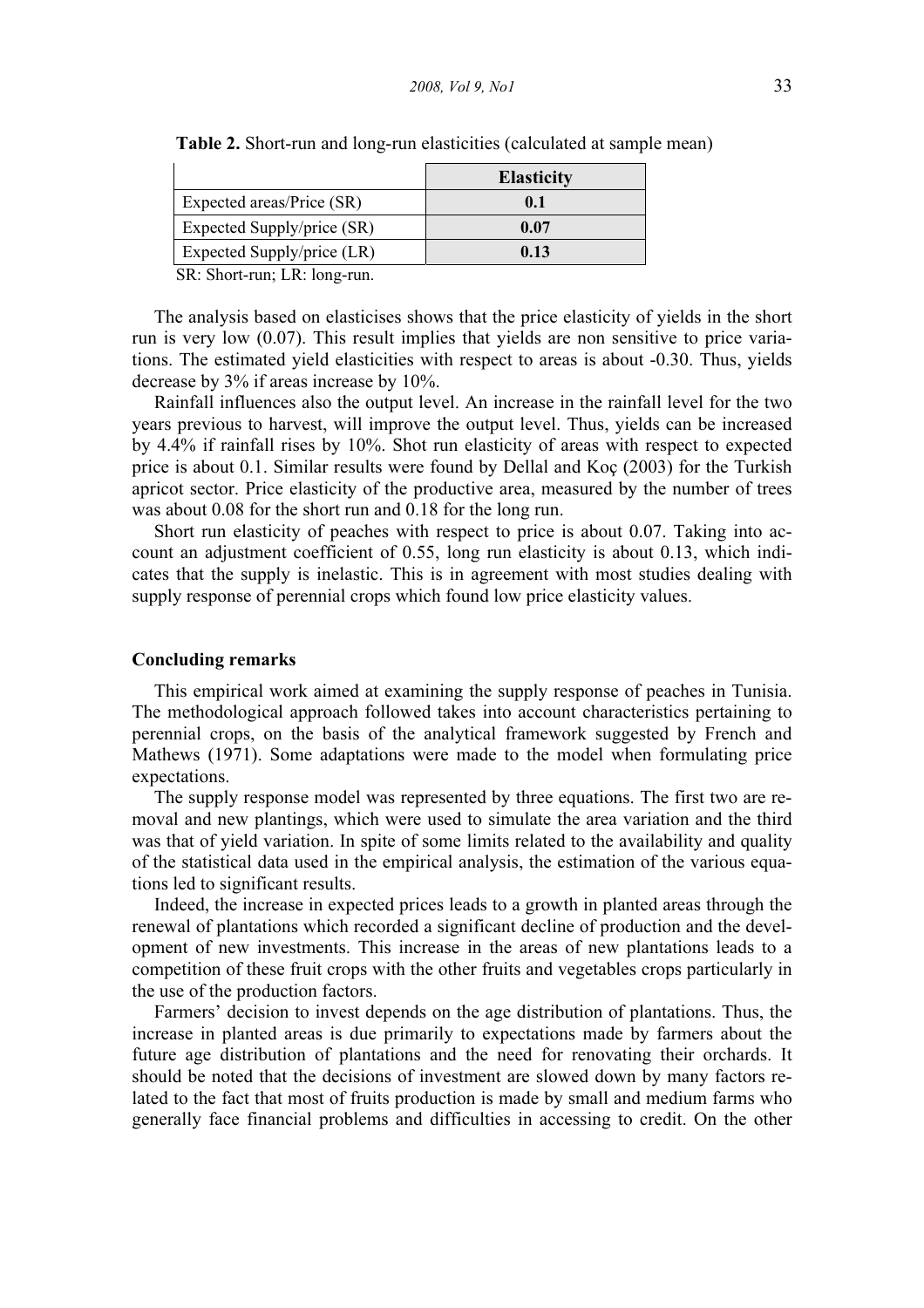**Table 2.** Short-run and long-run elasticities (calculated at sample mean)

| | Elasticity |
|---|---|
| Expected areas/Price (SR) | **0.1** |
| Expected Supply/price (SR) | **0.07** |
| Expected Supply/price (LR) | **0.13** |

SR: Short-run; LR: long-run.

The analysis based on elasticises shows that the price elasticity of yields in the short run is very low (0.07). This result implies that yields are non sensitive to price variations. The estimated yield elasticities with respect to areas is about -0.30. Thus, yields decrease by 3% if areas increase by 10%.

Rainfall influences also the output level. An increase in the rainfall level for the two years previous to harvest, will improve the output level. Thus, yields can be increased by 4.4% if rainfall rises by 10%. Shot run elasticity of areas with respect to expected price is about 0.1. Similar results were found by Dellal and Koç (2003) for the Turkish apricot sector. Price elasticity of the productive area, measured by the number of trees was about 0.08 for the short run and 0.18 for the long run.

Short run elasticity of peaches with respect to price is about 0.07. Taking into account an adjustment coefficient of 0.55, long run elasticity is about 0.13, which indicates that the supply is inelastic. This is in agreement with most studies dealing with supply response of perennial crops which found low price elasticity values.

## Concluding remarks

This empirical work aimed at examining the supply response of peaches in Tunisia. The methodological approach followed takes into account characteristics pertaining to perennial crops, on the basis of the analytical framework suggested by French and Mathews (1971). Some adaptations were made to the model when formulating price expectations.

The supply response model was represented by three equations. The first two are removal and new plantings, which were used to simulate the area variation and the third was that of yield variation. In spite of some limits related to the availability and quality of the statistical data used in the empirical analysis, the estimation of the various equations led to significant results.

Indeed, the increase in expected prices leads to a growth in planted areas through the renewal of plantations which recorded a significant decline of production and the development of new investments. This increase in the areas of new plantations leads to a competition of these fruit crops with the other fruits and vegetables crops particularly in the use of the production factors.

Farmers' decision to invest depends on the age distribution of plantations. Thus, the increase in planted areas is due primarily to expectations made by farmers about the future age distribution of plantations and the need for renovating their orchards. It should be noted that the decisions of investment are slowed down by many factors related to the fact that most of fruits production is made by small and medium farms who generally face financial problems and difficulties in accessing to credit. On the other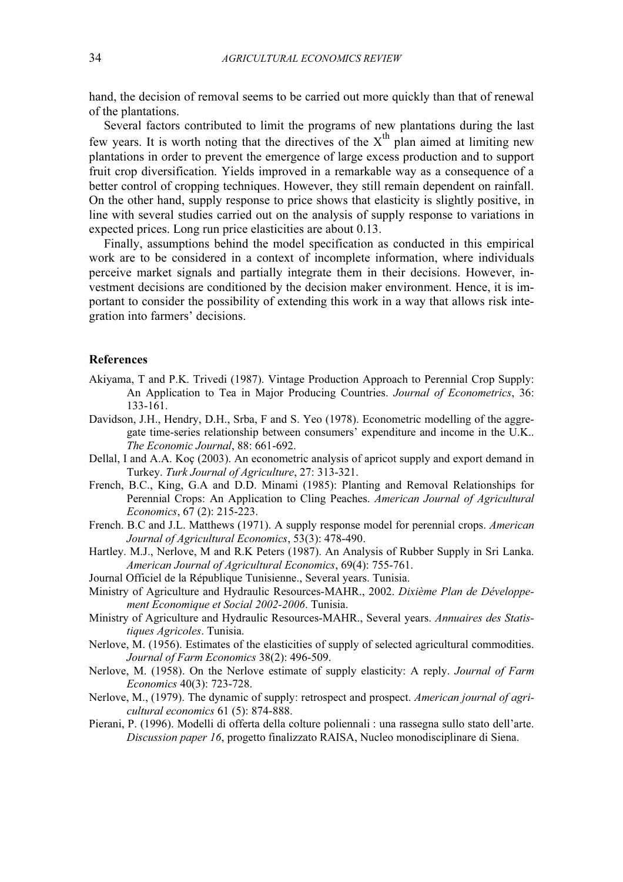hand, the decision of removal seems to be carried out more quickly than that of renewal of the plantations.

Several factors contributed to limit the programs of new plantations during the last few years. It is worth noting that the directives of the X$^{th}$ plan aimed at limiting new plantations in order to prevent the emergence of large excess production and to support fruit crop diversification. Yields improved in a remarkable way as a consequence of a better control of cropping techniques. However, they still remain dependent on rainfall. On the other hand, supply response to price shows that elasticity is slightly positive, in line with several studies carried out on the analysis of supply response to variations in expected prices. Long run price elasticities are about 0.13.

Finally, assumptions behind the model specification as conducted in this empirical work are to be considered in a context of incomplete information, where individuals perceive market signals and partially integrate them in their decisions. However, investment decisions are conditioned by the decision maker environment. Hence, it is important to consider the possibility of extending this work in a way that allows risk integration into farmers' decisions.

## References

Akiyama, T and P.K. Trivedi (1987). Vintage Production Approach to Perennial Crop Supply: An Application to Tea in Major Producing Countries. *Journal of Econometrics*, 36: 133-161.

Davidson, J.H., Hendry, D.H., Srba, F and S. Yeo (1978). Econometric modelling of the aggregate time-series relationship between consumers' expenditure and income in the U.K.. *The Economic Journal*, 88: 661-692.

Dellal, I and A.A. Koç (2003). An econometric analysis of apricot supply and export demand in Turkey. *Turk Journal of Agriculture*, 27: 313-321.

French, B.C., King, G.A and D.D. Minami (1985): Planting and Removal Relationships for Perennial Crops: An Application to Cling Peaches. *American Journal of Agricultural Economics*, 67 (2): 215-223.

French. B.C and J.L. Matthews (1971). A supply response model for perennial crops. *American Journal of Agricultural Economics*, 53(3): 478-490.

Hartley. M.J., Nerlove, M and R.K Peters (1987). An Analysis of Rubber Supply in Sri Lanka. *American Journal of Agricultural Economics*, 69(4): 755-761.

Journal Officiel de la République Tunisienne., Several years. Tunisia.

Ministry of Agriculture and Hydraulic Resources-MAHR., 2002. *Dixième Plan de Développement Economique et Social 2002-2006*. Tunisia.

Ministry of Agriculture and Hydraulic Resources-MAHR., Several years. *Annuaires des Statistiques Agricoles*. Tunisia.

Nerlove, M. (1956). Estimates of the elasticities of supply of selected agricultural commodities. *Journal of Farm Economics* 38(2): 496-509.

Nerlove, M. (1958). On the Nerlove estimate of supply elasticity: A reply. *Journal of Farm Economics* 40(3): 723-728.

Nerlove, M., (1979). The dynamic of supply: retrospect and prospect. *American journal of agricultural economics* 61 (5): 874-888.

Pierani, P. (1996). Modelli di offerta della colture poliennali : una rassegna sullo stato dell'arte. *Discussion paper 16*, progetto finalizzato RAISA, Nucleo monodisciplinare di Siena.